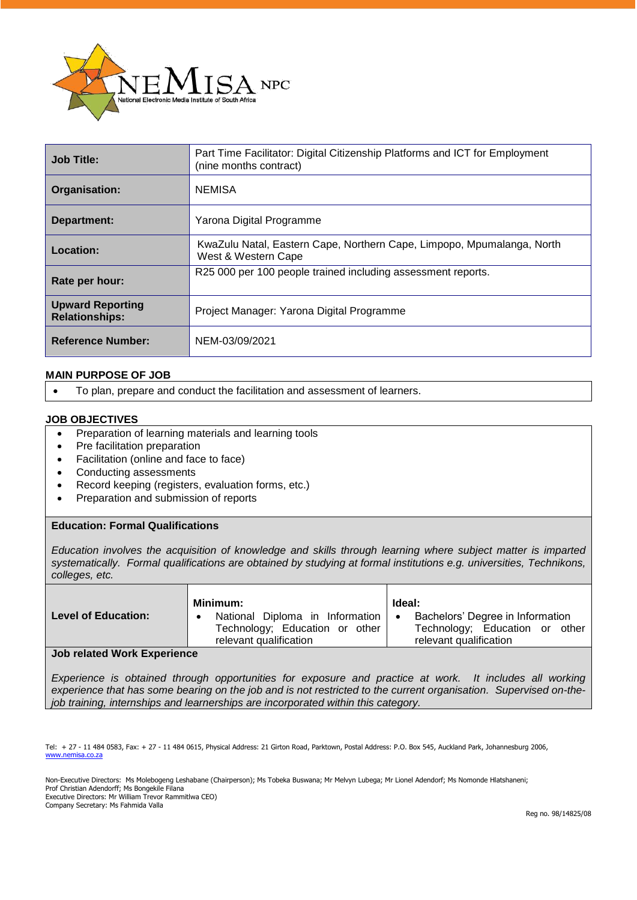NEMISA NPC
National Electronic Media Institute of South Africa

| | |
|---|---|
| **Job Title:** | Part Time Facilitator: Digital Citizenship Platforms and ICT for Employment (nine months contract) |
| **Organisation:** | NEMISA |
| **Department:** | Yarona Digital Programme |
| **Location:** | KwaZulu Natal, Eastern Cape, Northern Cape, Limpopo, Mpumalanga, North West & Western Cape |
| **Rate per hour:** | R25 000 per 100 people trained including assessment reports. |
| **Upward Reporting Relationships:** | Project Manager: Yarona Digital Programme |
| **Reference Number:** | NEM-03/09/2021 |

## MAIN PURPOSE OF JOB

- To plan, prepare and conduct the facilitation and assessment of learners.

## JOB OBJECTIVES

- Preparation of learning materials and learning tools
- Pre facilitation preparation
- Facilitation (online and face to face)
- Conducting assessments
- Record keeping (registers, evaluation forms, etc.)
- Preparation and submission of reports

### Education: Formal Qualifications

*Education involves the acquisition of knowledge and skills through learning where subject matter is imparted systematically. Formal qualifications are obtained by studying at formal institutions e.g. universities, Technikons, colleges, etc.*

| | Minimum: | Ideal: |
|---|---|---|
| **Level of Education:** | • National Diploma in Information Technology; Education or other relevant qualification | • Bachelors' Degree in Information Technology; Education or other relevant qualification |

### Job related Work Experience

*Experience is obtained through opportunities for exposure and practice at work. It includes all working experience that has some bearing on the job and is not restricted to the current organisation. Supervised on-the-job training, internships and learnerships are incorporated within this category.*

Tel: + 27 - 11 484 0583, Fax: + 27 - 11 484 0615, Physical Address: 21 Girton Road, Parktown, Postal Address: P.O. Box 545, Auckland Park, Johannesburg 2006, www.nemisa.co.za

Non-Executive Directors: Ms Molebogeng Leshabane (Chairperson); Ms Tobeka Buswana; Mr Melvyn Lubega; Mr Lionel Adendorf; Ms Nomonde Hlatshaneni; Prof Christian Adendorff; Ms Bongekile Filana
Executive Directors: Mr William Trevor Rammitlwa CEO)
Company Secretary: Ms Fahmida Valla

Reg no. 98/14825/08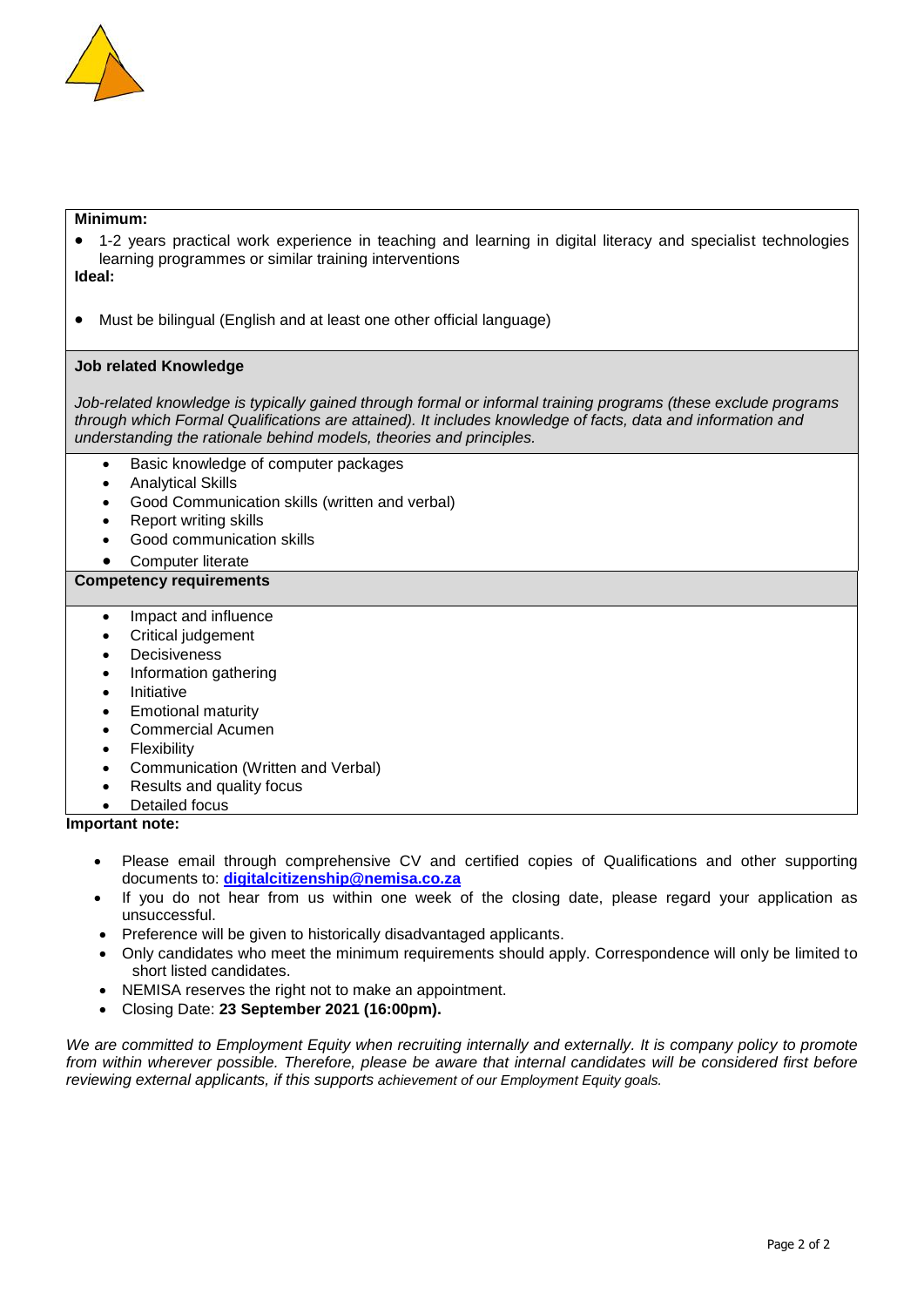**Minimum:**

- 1-2 years practical work experience in teaching and learning in digital literacy and specialist technologies learning programmes or similar training interventions

**Ideal:**

- Must be bilingual (English and at least one other official language)

**Job related Knowledge**

*Job-related knowledge is typically gained through formal or informal training programs (these exclude programs through which Formal Qualifications are attained). It includes knowledge of facts, data and information and understanding the rationale behind models, theories and principles.*

- Basic knowledge of computer packages
- Analytical Skills
- Good Communication skills (written and verbal)
- Report writing skills
- Good communication skills
- Computer literate

**Competency requirements**

- Impact and influence
- Critical judgement
- Decisiveness
- Information gathering
- Initiative
- Emotional maturity
- Commercial Acumen
- Flexibility
- Communication (Written and Verbal)
- Results and quality focus
- Detailed focus

**Important note:**

- Please email through comprehensive CV and certified copies of Qualifications and other supporting documents to: **digitalcitizenship@nemisa.co.za**
- If you do not hear from us within one week of the closing date, please regard your application as unsuccessful.
- Preference will be given to historically disadvantaged applicants.
- Only candidates who meet the minimum requirements should apply. Correspondence will only be limited to short listed candidates.
- NEMISA reserves the right not to make an appointment.
- Closing Date: **23 September 2021 (16:00pm).**

*We are committed to Employment Equity when recruiting internally and externally. It is company policy to promote from within wherever possible. Therefore, please be aware that internal candidates will be considered first before reviewing external applicants, if this supports achievement of our Employment Equity goals.*